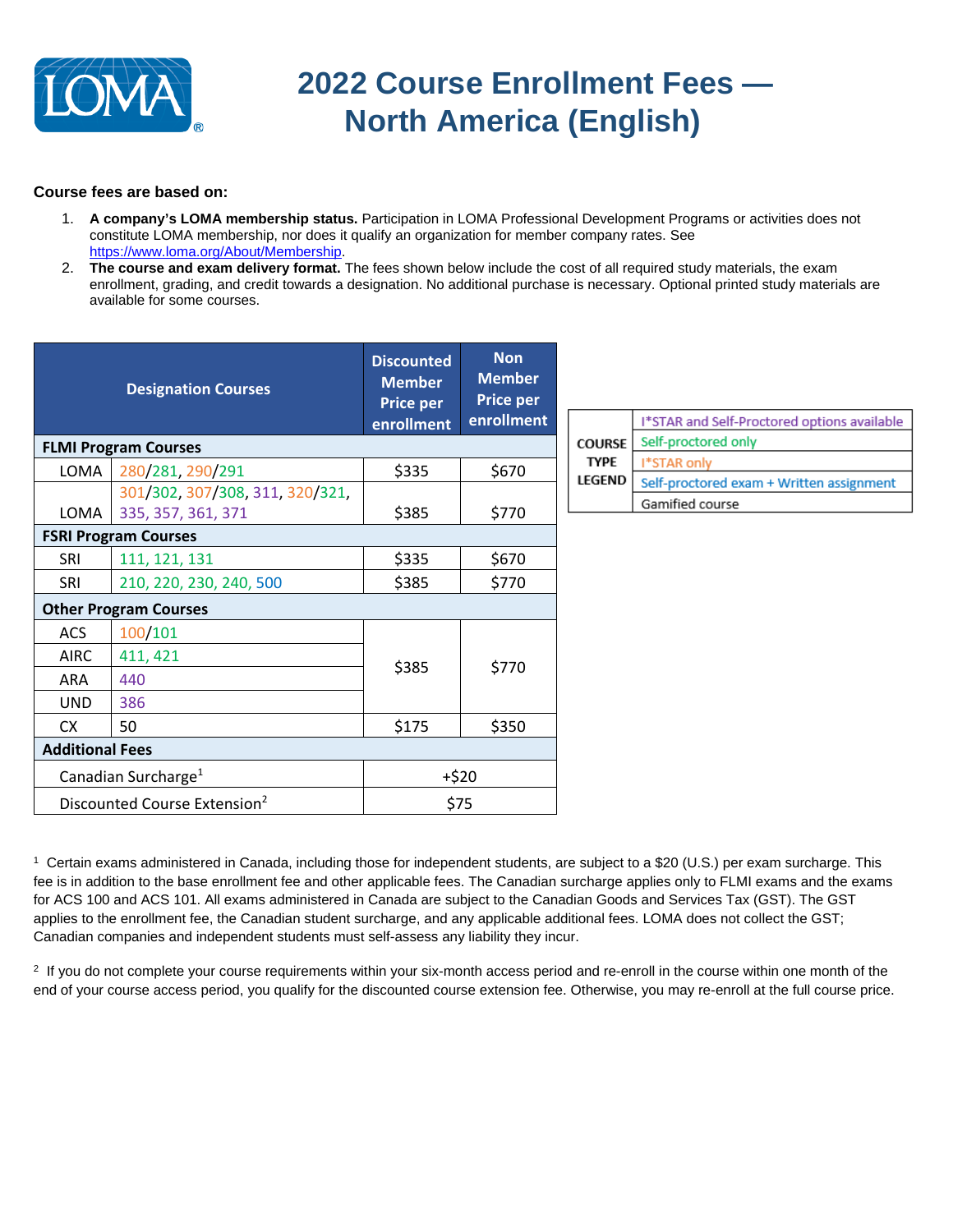# 2022 Course Enrollment Fees — North America (English)

**Course fees are based on:**

1. **A company's LOMA membership status.** Participation in LOMA Professional Development Programs or activities does not constitute LOMA membership, nor does it qualify an organization for member company rates. See https://www.loma.org/About/Membership.
2. **The course and exam delivery format.** The fees shown below include the cost of all required study materials, the exam enrollment, grading, and credit towards a designation. No additional purchase is necessary. Optional printed study materials are available for some courses.

| Designation Courses | | Discounted Member Price per enrollment | Non Member Price per enrollment |
|---|---|---|---|
| **FLMI Program Courses** | | | |
| LOMA | 280/281, 290/291 | $335 | $670 |
| LOMA | 301/302, 307/308, 311, 320/321, 335, 357, 361, 371 | $385 | $770 |
| **FSRI Program Courses** | | | |
| SRI | 111, 121, 131 | $335 | $670 |
| SRI | 210, 220, 230, 240, 500 | $385 | $770 |
| **Other Program Courses** | | | |
| ACS | 100/101 | $385 | $770 |
| AIRC | 411, 421 | $385 | $770 |
| ARA | 440 | $385 | $770 |
| UND | 386 | $385 | $770 |
| CX | 50 | $175 | $350 |
| **Additional Fees** | | | |
| Canadian Surcharge[1] | | +$20 | |
| Discounted Course Extension[2] | | $75 | |

| COURSE TYPE LEGEND | |
|---|---|
| | I*STAR and Self-Proctored options available |
| | Self-proctored only |
| | I*STAR only |
| | Self-proctored exam + Written assignment |
| | Gamified course |

[1] Certain exams administered in Canada, including those for independent students, are subject to a $20 (U.S.) per exam surcharge. This fee is in addition to the base enrollment fee and other applicable fees. The Canadian surcharge applies only to FLMI exams and the exams for ACS 100 and ACS 101. All exams administered in Canada are subject to the Canadian Goods and Services Tax (GST). The GST applies to the enrollment fee, the Canadian student surcharge, and any applicable additional fees. LOMA does not collect the GST; Canadian companies and independent students must self-assess any liability they incur.

[2] If you do not complete your course requirements within your six-month access period and re-enroll in the course within one month of the end of your course access period, you qualify for the discounted course extension fee. Otherwise, you may re-enroll at the full course price.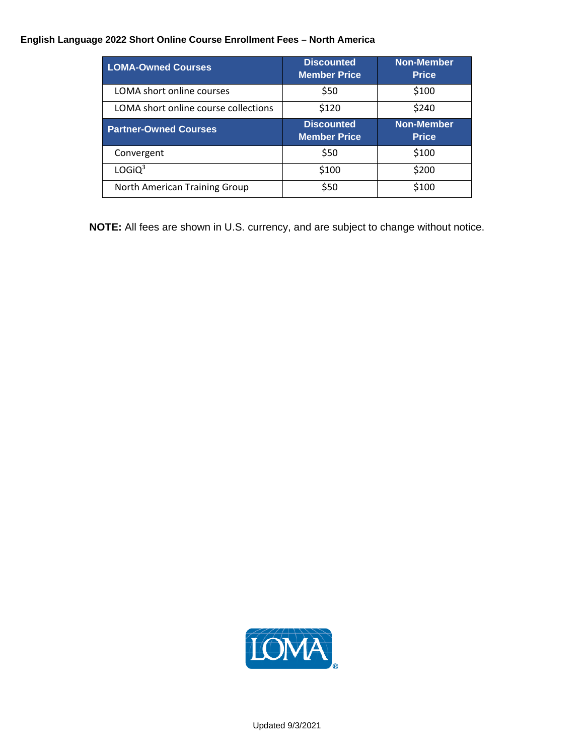**English Language 2022 Short Online Course Enrollment Fees – North America**

| LOMA-Owned Courses | Discounted Member Price | Non-Member Price |
|---|---|---|
| LOMA short online courses | $50 | $100 |
| LOMA short online course collections | $120 | $240 |
| **Partner-Owned Courses** | **Discounted Member Price** | **Non-Member Price** |
| Convergent | $50 | $100 |
| LOGiQ$^3$ | $100 | $200 |
| North American Training Group | $50 | $100 |

**NOTE:** All fees are shown in U.S. currency, and are subject to change without notice.

Updated 9/3/2021